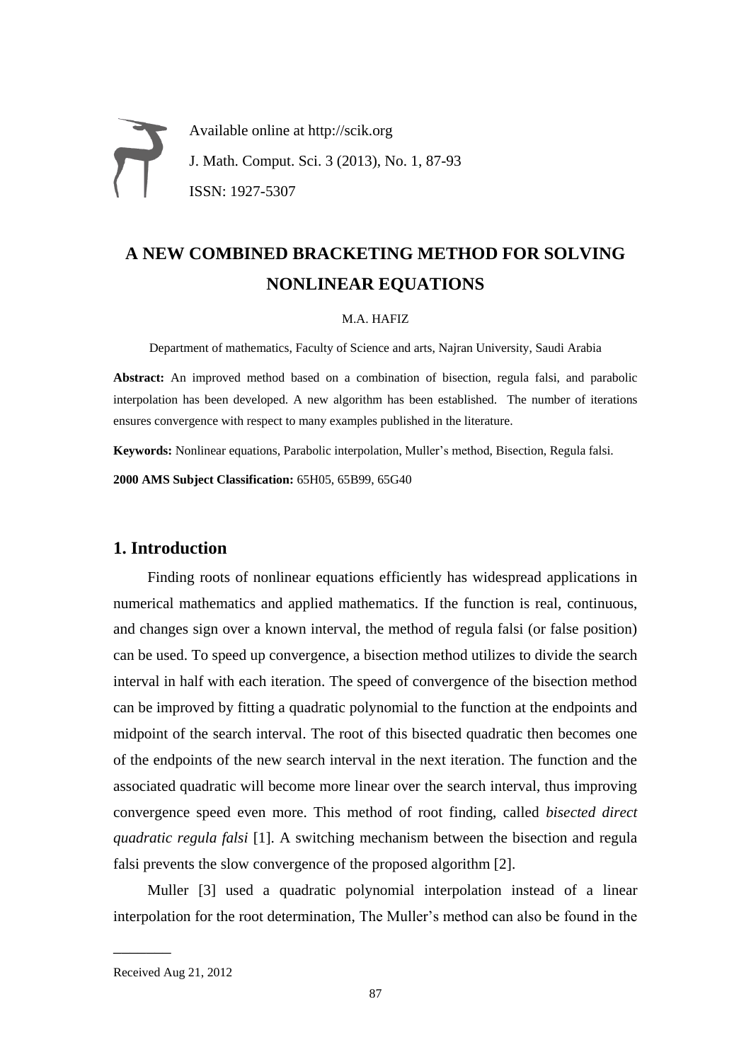Available online at http://scik.org

J. Math. Comput. Sci. 3 (2013), No. 1, 87-93

ISSN: 1927-5307

# A NEW COMBINED BRACKETING METHOD FOR SOLVING NONLINEAR EQUATIONS

M.A. HAFIZ

Department of mathematics, Faculty of Science and arts, Najran University, Saudi Arabia

**Abstract:** An improved method based on a combination of bisection, regula falsi, and parabolic interpolation has been developed. A new algorithm has been established. The number of iterations ensures convergence with respect to many examples published in the literature.

**Keywords:** Nonlinear equations, Parabolic interpolation, Muller's method, Bisection, Regula falsi.

**2000 AMS Subject Classification:** 65H05, 65B99, 65G40

## 1. Introduction

Finding roots of nonlinear equations efficiently has widespread applications in numerical mathematics and applied mathematics. If the function is real, continuous, and changes sign over a known interval, the method of regula falsi (or false position) can be used. To speed up convergence, a bisection method utilizes to divide the search interval in half with each iteration. The speed of convergence of the bisection method can be improved by fitting a quadratic polynomial to the function at the endpoints and midpoint of the search interval. The root of this bisected quadratic then becomes one of the endpoints of the new search interval in the next iteration. The function and the associated quadratic will become more linear over the search interval, thus improving convergence speed even more. This method of root finding, called *bisected direct quadratic regula falsi* [1]. A switching mechanism between the bisection and regula falsi prevents the slow convergence of the proposed algorithm [2].

Muller [3] used a quadratic polynomial interpolation instead of a linear interpolation for the root determination, The Muller's method can also be found in the

Received Aug 21, 2012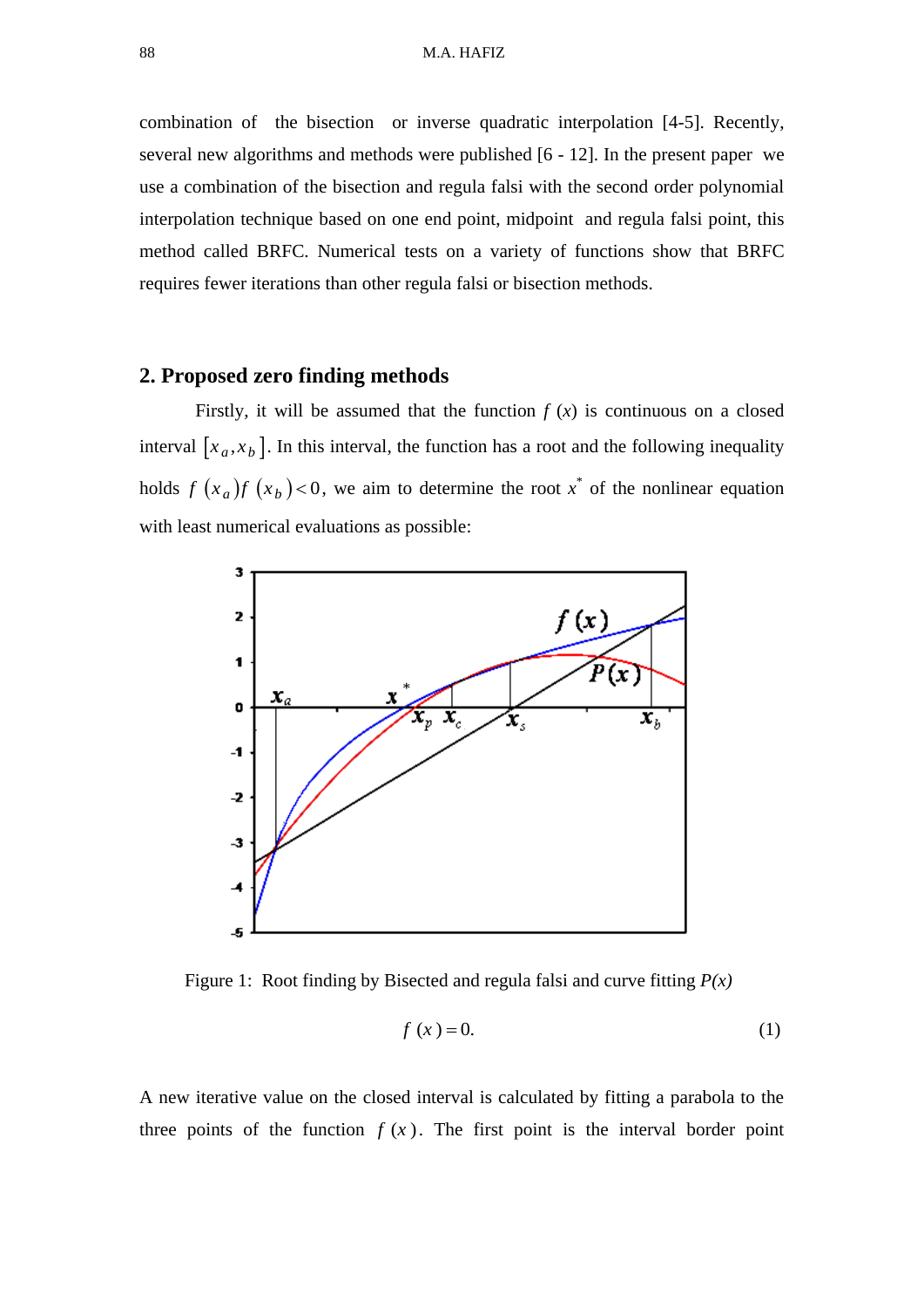combination of the bisection or inverse quadratic interpolation [4-5]. Recently, several new algorithms and methods were published [6 - 12]. In the present paper we use a combination of the bisection and regula falsi with the second order polynomial interpolation technique based on one end point, midpoint and regula falsi point, this method called BRFC. Numerical tests on a variety of functions show that BRFC requires fewer iterations than other regula falsi or bisection methods.

## 2. Proposed zero finding methods

Firstly, it will be assumed that the function $f(x)$ is continuous on a closed interval $[x_a, x_b]$. In this interval, the function has a root and the following inequality holds $f(x_a)f(x_b) < 0$, we aim to determine the root $x^*$ of the nonlinear equation with least numerical evaluations as possible:

Figure 1: Root finding by Bisected and regula falsi and curve fitting *P(x)*

$$f(x) = 0. \tag{1}$$

A new iterative value on the closed interval is calculated by fitting a parabola to the three points of the function $f(x)$. The first point is the interval border point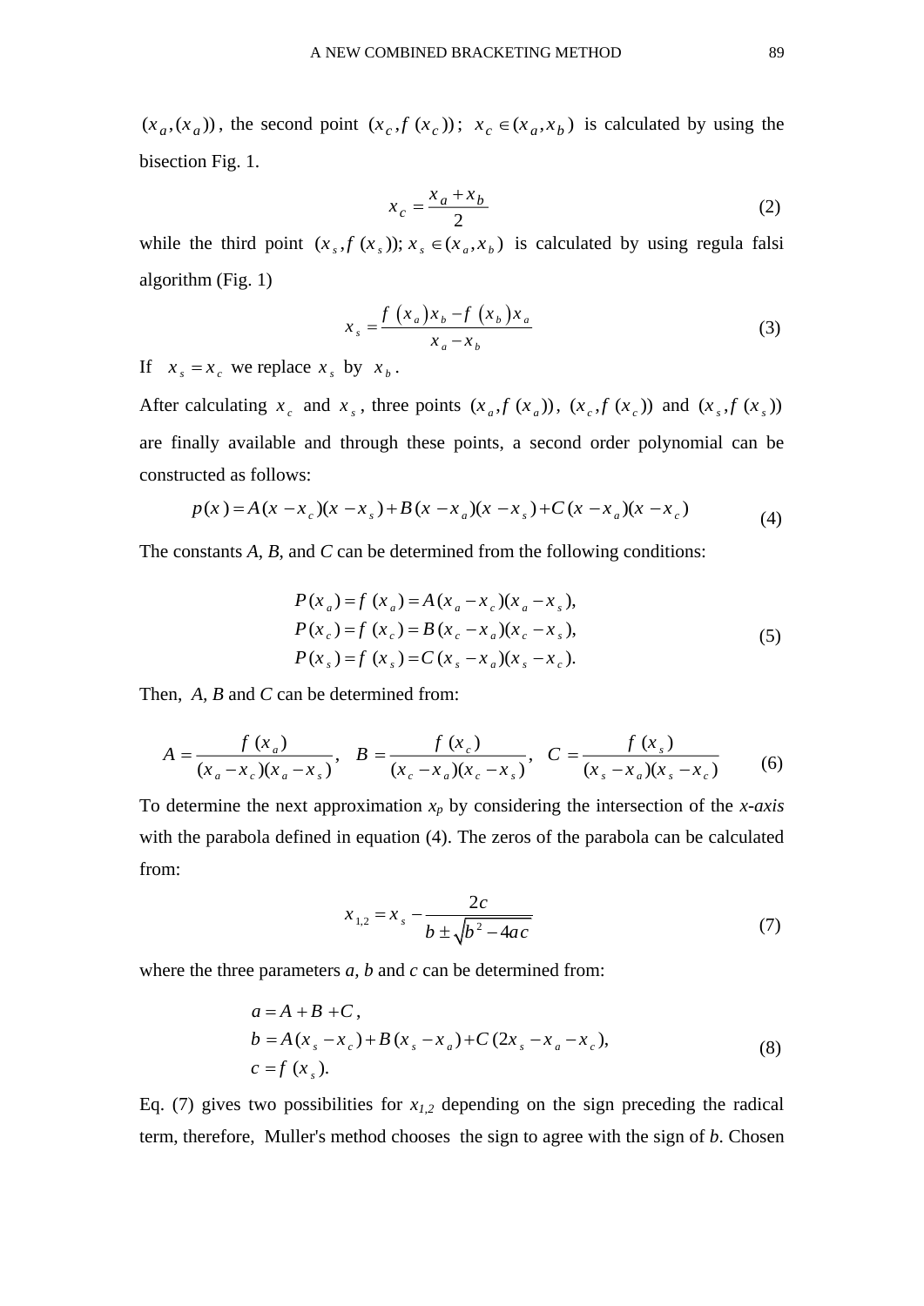$(x_a, (x_a))$, the second point $(x_c, f(x_c))$; $x_c \in (x_a, x_b)$ is calculated by using the bisection Fig. 1.

$$x_c = \frac{x_a + x_b}{2} \tag{2}$$

while the third point $(x_s, f(x_s))$; $x_s \in (x_a, x_b)$ is calculated by using regula falsi algorithm (Fig. 1)

$$x_s = \frac{f(x_a)x_b - f(x_b)x_a}{x_a - x_b} \tag{3}$$

If $x_s = x_c$ we replace $x_s$ by $x_b$.

After calculating $x_c$ and $x_s$, three points $(x_a, f(x_a))$, $(x_c, f(x_c))$ and $(x_s, f(x_s))$ are finally available and through these points, a second order polynomial can be constructed as follows:

$$p(x) = A(x - x_c)(x - x_s) + B(x - x_a)(x - x_s) + C(x - x_a)(x - x_c) \tag{4}$$

The constants *A*, *B*, and *C* can be determined from the following conditions:

$$\begin{aligned} P(x_a) &= f(x_a) = A(x_a - x_c)(x_a - x_s), \\ P(x_c) &= f(x_c) = B(x_c - x_a)(x_c - x_s), \\ P(x_s) &= f(x_s) = C(x_s - x_a)(x_s - x_c). \end{aligned} \tag{5}$$

Then, *A*, *B* and *C* can be determined from:

$$A = \frac{f(x_a)}{(x_a - x_c)(x_a - x_s)}, \quad B = \frac{f(x_c)}{(x_c - x_a)(x_c - x_s)}, \quad C = \frac{f(x_s)}{(x_s - x_a)(x_s - x_c)} \tag{6}$$

To determine the next approximation $x_p$ by considering the intersection of the *x-axis* with the parabola defined in equation (4). The zeros of the parabola can be calculated from:

$$x_{1,2} = x_s - \frac{2c}{b \pm \sqrt{b^2 - 4ac}} \tag{7}$$

where the three parameters *a*, *b* and *c* can be determined from:

$$\begin{aligned} a &= A + B + C, \\ b &= A(x_s - x_c) + B(x_s - x_a) + C(2x_s - x_a - x_c), \\ c &= f(x_s). \end{aligned} \tag{8}$$

Eq. (7) gives two possibilities for $x_{1,2}$ depending on the sign preceding the radical term, therefore, Muller's method chooses the sign to agree with the sign of *b*. Chosen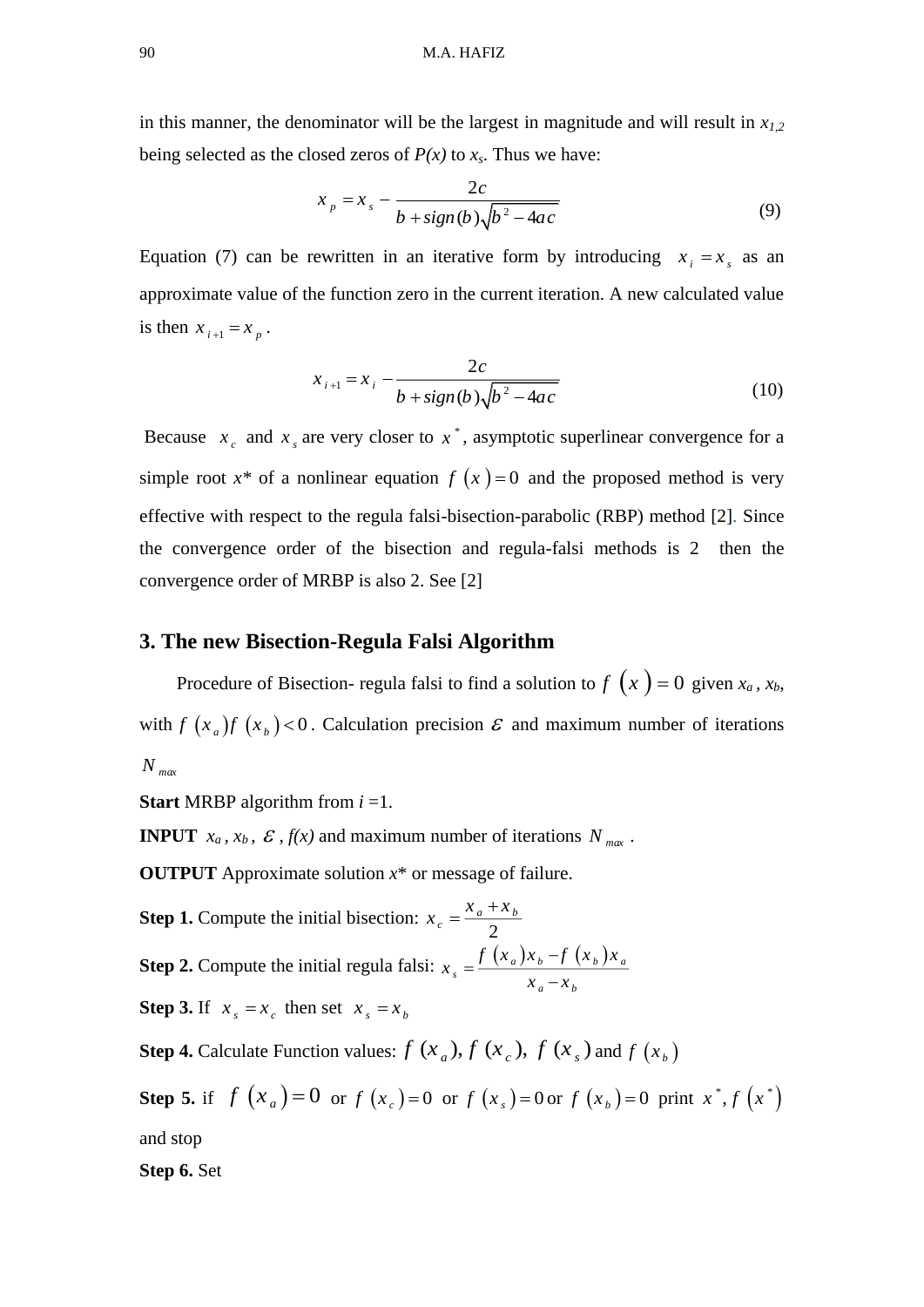in this manner, the denominator will be the largest in magnitude and will result in $x_{1,2}$ being selected as the closed zeros of *P(x)* to $x_s$. Thus we have:

$$x_p = x_s - \frac{2c}{b + sign(b)\sqrt{b^2 - 4ac}} \tag{9}$$

Equation (7) can be rewritten in an iterative form by introducing $x_i = x_s$ as an approximate value of the function zero in the current iteration. A new calculated value is then $x_{i+1} = x_p$ .

$$x_{i+1} = x_i - \frac{2c}{b + sign(b)\sqrt{b^2 - 4ac}} \tag{10}$$

Because $x_c$ and $x_s$ are very closer to $x^*$, asymptotic superlinear convergence for a simple root $x^*$ of a nonlinear equation $f(x) = 0$ and the proposed method is very effective with respect to the regula falsi-bisection-parabolic (RBP) method [2]. Since the convergence order of the bisection and regula-falsi methods is 2 then the convergence order of MRBP is also 2. See [2]

## 3. The new Bisection-Regula Falsi Algorithm

Procedure of Bisection- regula falsi to find a solution to $f(x) = 0$ given $x_a$, $x_b$, with $f(x_a)f(x_b) < 0$. Calculation precision $\varepsilon$ and maximum number of iterations $N_{max}$

**Start** MRBP algorithm from *i* =1.

**INPUT** $x_a$, $x_b$, $\varepsilon$, *f(x)* and maximum number of iterations $N_{max}$ .

**OUTPUT** Approximate solution $x^*$ or message of failure.

**Step 1.** Compute the initial bisection: $x_c = \dfrac{x_a + x_b}{2}$

**Step 2.** Compute the initial regula falsi: $x_s = \dfrac{f(x_a)x_b - f(x_b)x_a}{x_a - x_b}$

**Step 3.** If $x_s = x_c$ then set $x_s = x_b$

**Step 4.** Calculate Function values: $f(x_a)$, $f(x_c)$, $f(x_s)$ and $f(x_b)$

**Step 5.** if $f(x_a) = 0$ or $f(x_c) = 0$ or $f(x_s) = 0$ or $f(x_b) = 0$ print $x^*, f(x^*)$ and stop

**Step 6.** Set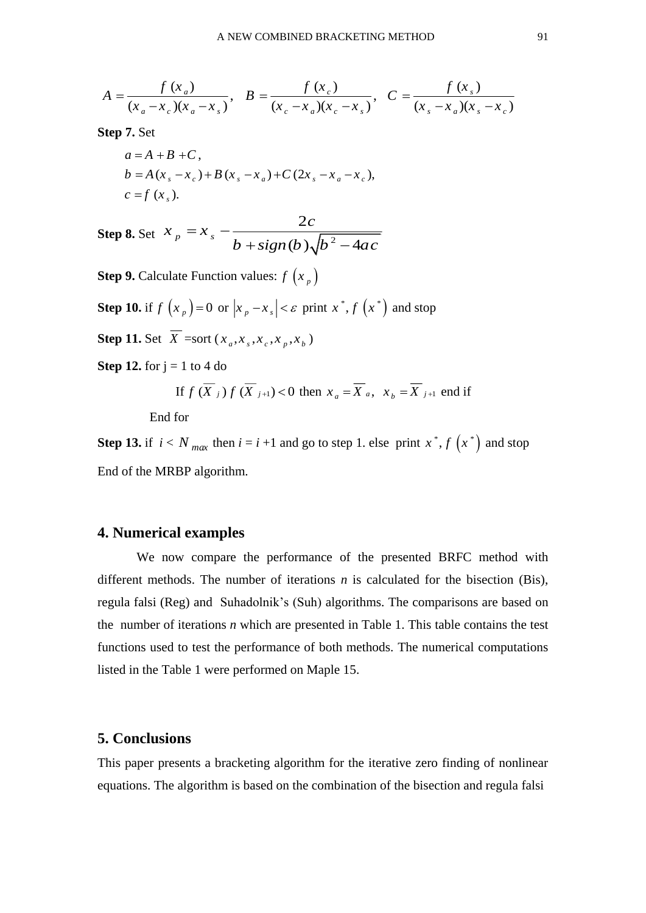$$A = \frac{f(x_a)}{(x_a - x_c)(x_a - x_s)}, \quad B = \frac{f(x_c)}{(x_c - x_a)(x_c - x_s)}, \quad C = \frac{f(x_s)}{(x_s - x_a)(x_s - x_c)}$$

**Step 7.** Set

$$a = A + B + C,$$
$$b = A(x_s - x_c) + B(x_s - x_a) + C(2x_s - x_a - x_c),$$
$$c = f(x_s).$$

**Step 8.** Set $x_p = x_s - \dfrac{2c}{b + sign(b)\sqrt{b^2 - 4ac}}$

**Step 9.** Calculate Function values: $f(x_p)$

**Step 10.** if $f(x_p) = 0$ or $|x_p - x_s| < \varepsilon$ print $x^*, f(x^*)$ and stop

**Step 11.** Set $\overline{X}$ =sort ($x_a, x_s, x_c, x_p, x_b$)

**Step 12.** for j = 1 to 4 do

If $f(\overline{X}_j)\, f(\overline{X}_{j+1}) < 0$ then $x_a = \overline{X}_a,\ \ x_b = \overline{X}_{j+1}$ end if

End for

**Step 13.** if $i < N_{max}$ then $i = i + 1$ and go to step 1. else print $x^*, f(x^*)$ and stop

End of the MRBP algorithm.

## 4. Numerical examples

We now compare the performance of the presented BRFC method with different methods. The number of iterations *n* is calculated for the bisection (Bis), regula falsi (Reg) and Suhadolnik's (Suh) algorithms. The comparisons are based on the number of iterations *n* which are presented in Table 1. This table contains the test functions used to test the performance of both methods. The numerical computations listed in the Table 1 were performed on Maple 15.

## 5. Conclusions

This paper presents a bracketing algorithm for the iterative zero finding of nonlinear equations. The algorithm is based on the combination of the bisection and regula falsi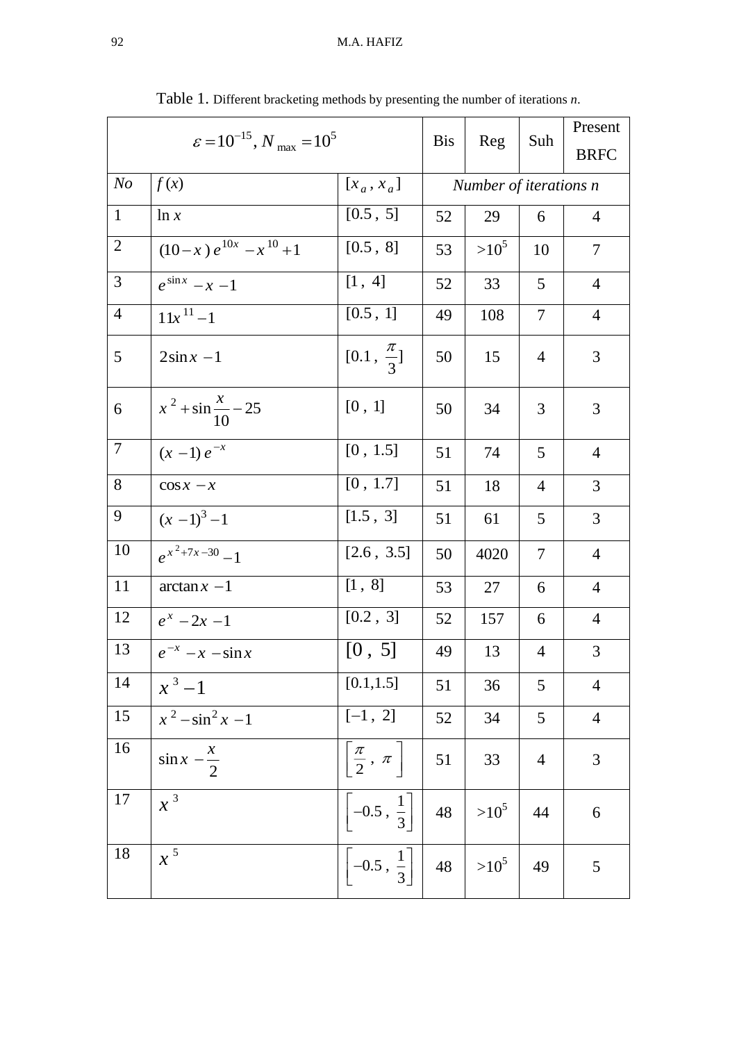Table 1. Different bracketing methods by presenting the number of iterations *n*.

| $\varepsilon = 10^{-15}$, $N_{\max} = 10^5$ | | | Bis | Reg | Suh | Present BRFC |
|---|---|---|---|---|---|---|
| *No* | $f(x)$ | $[x_a, x_a]$ | *Number of iterations n* | | | |
| 1 | $\ln x$ | $[0.5, 5]$ | 52 | 29 | 6 | 4 |
| 2 | $(10-x)e^{10x} - x^{10} + 1$ | $[0.5, 8]$ | 53 | $>10^5$ | 10 | 7 |
| 3 | $e^{\sin x} - x - 1$ | $[1, 4]$ | 52 | 33 | 5 | 4 |
| 4 | $11x^{11} - 1$ | $[0.5, 1]$ | 49 | 108 | 7 | 4 |
| 5 | $2\sin x - 1$ | $[0.1, \frac{\pi}{3}]$ | 50 | 15 | 4 | 3 |
| 6 | $x^2 + \sin\frac{x}{10} - 25$ | $[0, 1]$ | 50 | 34 | 3 | 3 |
| 7 | $(x-1)e^{-x}$ | $[0, 1.5]$ | 51 | 74 | 5 | 4 |
| 8 | $\cos x - x$ | $[0, 1.7]$ | 51 | 18 | 4 | 3 |
| 9 | $(x-1)^3 - 1$ | $[1.5, 3]$ | 51 | 61 | 5 | 3 |
| 10 | $e^{x^2+7x-30} - 1$ | $[2.6, 3.5]$ | 50 | 4020 | 7 | 4 |
| 11 | $\arctan x - 1$ | $[1, 8]$ | 53 | 27 | 6 | 4 |
| 12 | $e^x - 2x - 1$ | $[0.2, 3]$ | 52 | 157 | 6 | 4 |
| 13 | $e^{-x} - x - \sin x$ | $[0, 5]$ | 49 | 13 | 4 | 3 |
| 14 | $x^3 - 1$ | $[0.1, 1.5]$ | 51 | 36 | 5 | 4 |
| 15 | $x^2 - \sin^2 x - 1$ | $[-1, 2]$ | 52 | 34 | 5 | 4 |
| 16 | $\sin x - \frac{x}{2}$ | $\left[\frac{\pi}{2}, \pi\right]$ | 51 | 33 | 4 | 3 |
| 17 | $x^3$ | $\left[-0.5, \frac{1}{3}\right]$ | 48 | $>10^5$ | 44 | 6 |
| 18 | $x^5$ | $\left[-0.5, \frac{1}{3}\right]$ | 48 | $>10^5$ | 49 | 5 |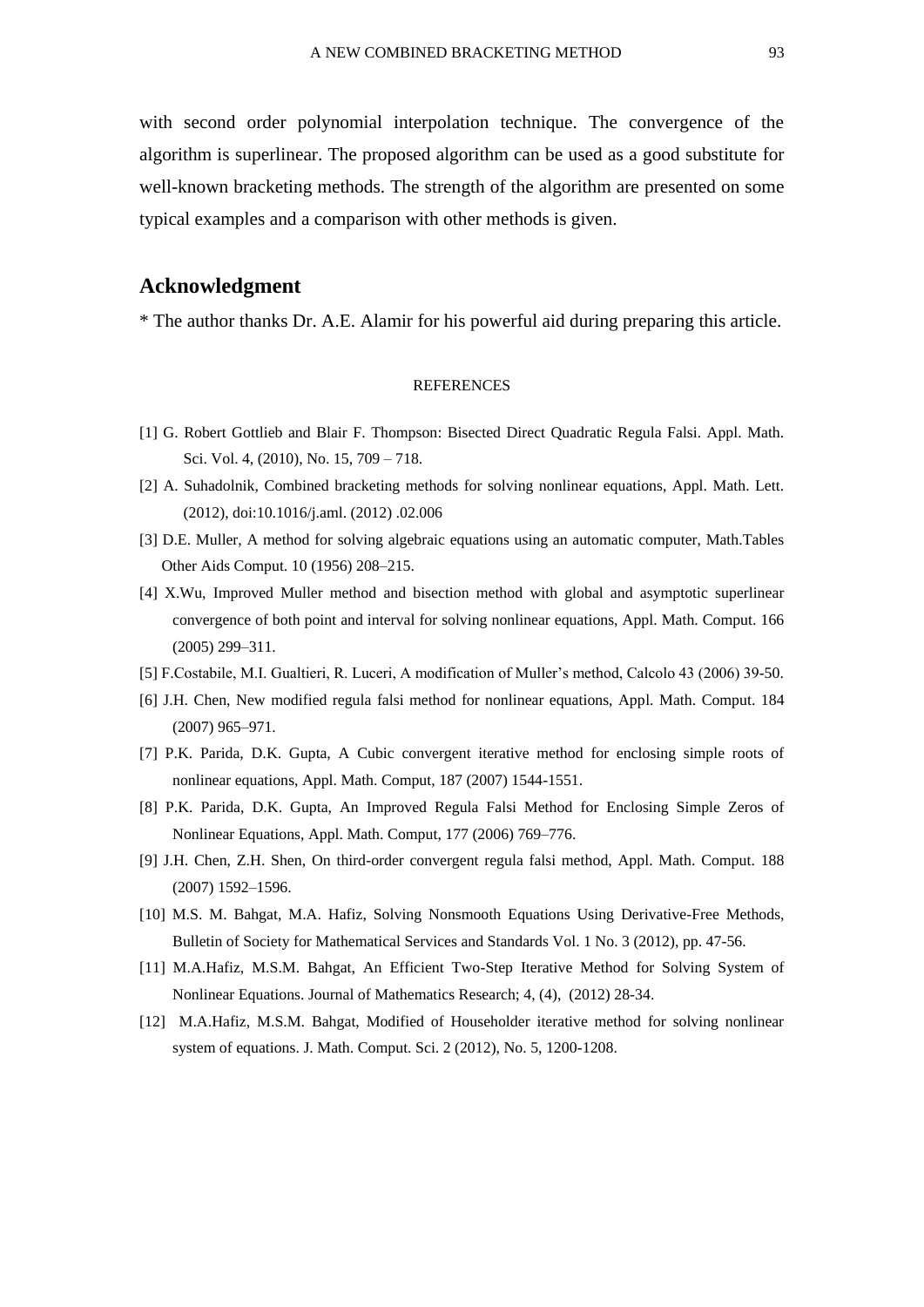with second order polynomial interpolation technique. The convergence of the algorithm is superlinear. The proposed algorithm can be used as a good substitute for well-known bracketing methods. The strength of the algorithm are presented on some typical examples and a comparison with other methods is given.

## Acknowledgment

* The author thanks Dr. A.E. Alamir for his powerful aid during preparing this article.

## REFERENCES

[1] G. Robert Gottlieb and Blair F. Thompson: Bisected Direct Quadratic Regula Falsi. Appl. Math. Sci. Vol. 4, (2010), No. 15, 709 – 718.

[2] A. Suhadolnik, Combined bracketing methods for solving nonlinear equations, Appl. Math. Lett. (2012), doi:10.1016/j.aml. (2012) .02.006

[3] D.E. Muller, A method for solving algebraic equations using an automatic computer, Math.Tables Other Aids Comput. 10 (1956) 208–215.

[4] X.Wu, Improved Muller method and bisection method with global and asymptotic superlinear convergence of both point and interval for solving nonlinear equations, Appl. Math. Comput. 166 (2005) 299–311.

[5] F.Costabile, M.I. Gualtieri, R. Luceri, A modification of Muller's method, Calcolo 43 (2006) 39-50.

[6] J.H. Chen, New modified regula falsi method for nonlinear equations, Appl. Math. Comput. 184 (2007) 965–971.

[7] P.K. Parida, D.K. Gupta, A Cubic convergent iterative method for enclosing simple roots of nonlinear equations, Appl. Math. Comput, 187 (2007) 1544-1551.

[8] P.K. Parida, D.K. Gupta, An Improved Regula Falsi Method for Enclosing Simple Zeros of Nonlinear Equations, Appl. Math. Comput, 177 (2006) 769–776.

[9] J.H. Chen, Z.H. Shen, On third-order convergent regula falsi method, Appl. Math. Comput. 188 (2007) 1592–1596.

[10] M.S. M. Bahgat, M.A. Hafiz, Solving Nonsmooth Equations Using Derivative-Free Methods, Bulletin of Society for Mathematical Services and Standards Vol. 1 No. 3 (2012), pp. 47-56.

[11] M.A.Hafiz, M.S.M. Bahgat, An Efficient Two-Step Iterative Method for Solving System of Nonlinear Equations. Journal of Mathematics Research; 4, (4), (2012) 28-34.

[12] M.A.Hafiz, M.S.M. Bahgat, Modified of Householder iterative method for solving nonlinear system of equations. J. Math. Comput. Sci. 2 (2012), No. 5, 1200-1208.